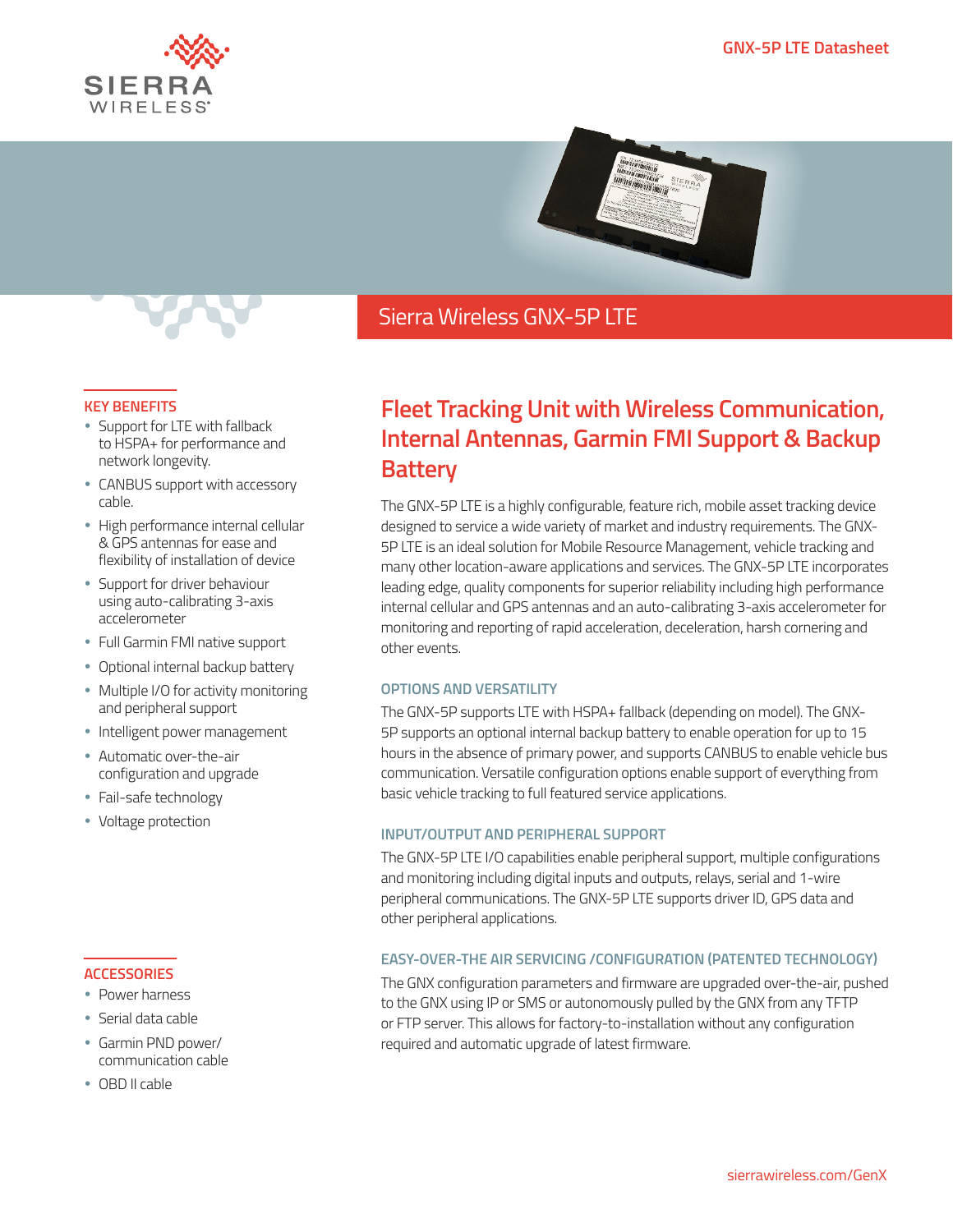# Sierra Wireless GNX-5P LTE

## Fleet Tracking Unit with Wireless Communication, Internal Antennas, Garmin FMI Support & Backup Battery

The GNX-5P LTE is a highly configurable, feature rich, mobile asset tracking device designed to service a wide variety of market and industry requirements. The GNX-5P LTE is an ideal solution for Mobile Resource Management, vehicle tracking and many other location-aware applications and services. The GNX-5P LTE incorporates leading edge, quality components for superior reliability including high performance internal cellular and GPS antennas and an auto-calibrating 3-axis accelerometer for monitoring and reporting of rapid acceleration, deceleration, harsh cornering and other events.

### OPTIONS AND VERSATILITY

The GNX-5P supports LTE with HSPA+ fallback (depending on model). The GNX-5P supports an optional internal backup battery to enable operation for up to 15 hours in the absence of primary power, and supports CANBUS to enable vehicle bus communication. Versatile configuration options enable support of everything from basic vehicle tracking to full featured service applications.

### INPUT/OUTPUT AND PERIPHERAL SUPPORT

The GNX-5P LTE I/O capabilities enable peripheral support, multiple configurations and monitoring including digital inputs and outputs, relays, serial and 1-wire peripheral communications. The GNX-5P LTE supports driver ID, GPS data and other peripheral applications.

### EASY-OVER-THE AIR SERVICING /CONFIGURATION (PATENTED TECHNOLOGY)

The GNX configuration parameters and firmware are upgraded over-the-air, pushed to the GNX using IP or SMS or autonomously pulled by the GNX from any TFTP or FTP server. This allows for factory-to-installation without any configuration required and automatic upgrade of latest firmware.

### KEY BENEFITS

- Support for LTE with fallback to HSPA+ for performance and network longevity.
- CANBUS support with accessory cable.
- High performance internal cellular & GPS antennas for ease and flexibility of installation of device
- Support for driver behaviour using auto-calibrating 3-axis accelerometer
- Full Garmin FMI native support
- Optional internal backup battery
- Multiple I/O for activity monitoring and peripheral support
- Intelligent power management
- Automatic over-the-air configuration and upgrade
- Fail-safe technology
- Voltage protection

### ACCESSORIES

- Power harness
- Serial data cable
- Garmin PND power/ communication cable
- OBD II cable

sierrawireless.com/GenX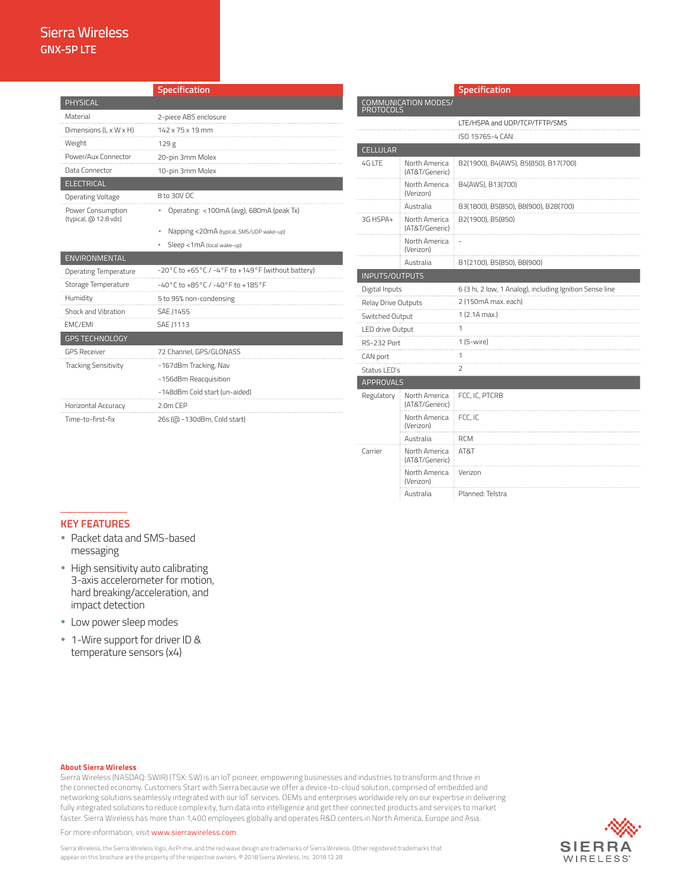# Sierra Wireless
## GNX-5P LTE

| | Specification |
|---|---|
| **PHYSICAL** | |
| Material | 2-piece ABS enclosure |
| Dimensions (L x W x H) | 142 x 75 x 19 mm |
| Weight | 129 g |
| Power/Aux Connector | 20-pin 3mm Molex |
| Data Connector | 10-pin 3mm Molex |
| **ELECTRICAL** | |
| Operating Voltage | 8 to 30V DC |
| Power Consumption (typical, @ 12.8 vdc) | • Operating: <100mA (avg), 680mA (peak Tx)<br>• Napping <20mA (typical, SMS/UDP wake-up)<br>• Sleep <1mA (local wake-up) |
| **ENVIRONMENTAL** | |
| Operating Temperature | -20°C to +65°C / -4°F to +149°F (without battery) |
| Storage Temperature | -40°C to +85°C / -40°F to +185°F |
| Humidity | 5 to 95% non-condensing |
| Shock and Vibration | SAE J1455 |
| EMC/EMI | SAE J1113 |
| **GPS TECHNOLOGY** | |
| GPS Receiver | 72 Channel, GPS/GLONASS |
| Tracking Sensitivity | -167dBm Tracking, Nav<br>-156dBm Reacquisition<br>-148dBm Cold start (un-aided) |
| Horizontal Accuracy | 2.0m CEP |
| Time-to-first-fix | 26s (@ -130dBm, Cold start) |

| | | Specification |
|---|---|---|
| **COMMUNICATION MODES/ PROTOCOLS** | | |
| | | LTE/HSPA and UDP/TCP/TFTP/SMS |
| | | ISO 15765-4 CAN |
| **CELLULAR** | | |
| 4G LTE | North America (AT&T/Generic) | B2(1900), B4(AWS), B5(850), B17(700) |
| | North America (Verizon) | B4(AWS), B13(700) |
| | Australia | B3(1800), B5(850), B8(900), B28(700) |
| 3G HSPA+ | North America (AT&T/Generic) | B2(1900), B5(850) |
| | North America (Verizon) | - |
| | Australia | B1(2100), B5(850), B8(900) |
| **INPUTS/OUTPUTS** | | |
| Digital Inputs | | 6 (3 hi, 2 low, 1 Analog), including Ignition Sense line |
| Relay Drive Outputs | | 2 (150mA max. each) |
| Switched Output | | 1 (2.1A max.) |
| LED drive Output | | 1 |
| RS-232 Port | | 1 (5-wire) |
| CAN port | | 1 |
| Status LED's | | 2 |
| **APPROVALS** | | |
| Regulatory | North America (AT&T/Generic) | FCC, IC, PTCRB |
| | North America (Verizon) | FCC, IC |
| | Australia | RCM |
| Carrier | North America (AT&T/Generic) | AT&T |
| | North America (Verizon) | Verizon |
| | Australia | Planned: Telstra |

## KEY FEATURES

- Packet data and SMS-based messaging
- High sensitivity auto calibrating 3-axis accelerometer for motion, hard breaking/acceleration, and impact detection
- Low power sleep modes
- 1-Wire support for driver ID & temperature sensors (x4)

**About Sierra Wireless**

Sierra Wireless (NASDAQ: SWIR) (TSX: SW) is an IoT pioneer, empowering businesses and industries to transform and thrive in the connected economy. Customers Start with Sierra because we offer a device-to-cloud solution, comprised of embedded and networking solutions seamlessly integrated with our IoT services. OEMs and enterprises worldwide rely on our expertise in delivering fully integrated solutions to reduce complexity, turn data into intelligence and get their connected products and services to market faster. Sierra Wireless has more than 1,400 employees globally and operates R&D centers in North America, Europe and Asia.

For more information, visit www.sierrawireless.com.

Sierra Wireless, the Sierra Wireless logo, AirPrime, and the red wave design are trademarks of Sierra Wireless. Other registered trademarks that appear on this brochure are the property of the respective owners. © 2018 Sierra Wireless, Inc. 2018.12.28

SIERRA WIRELESS